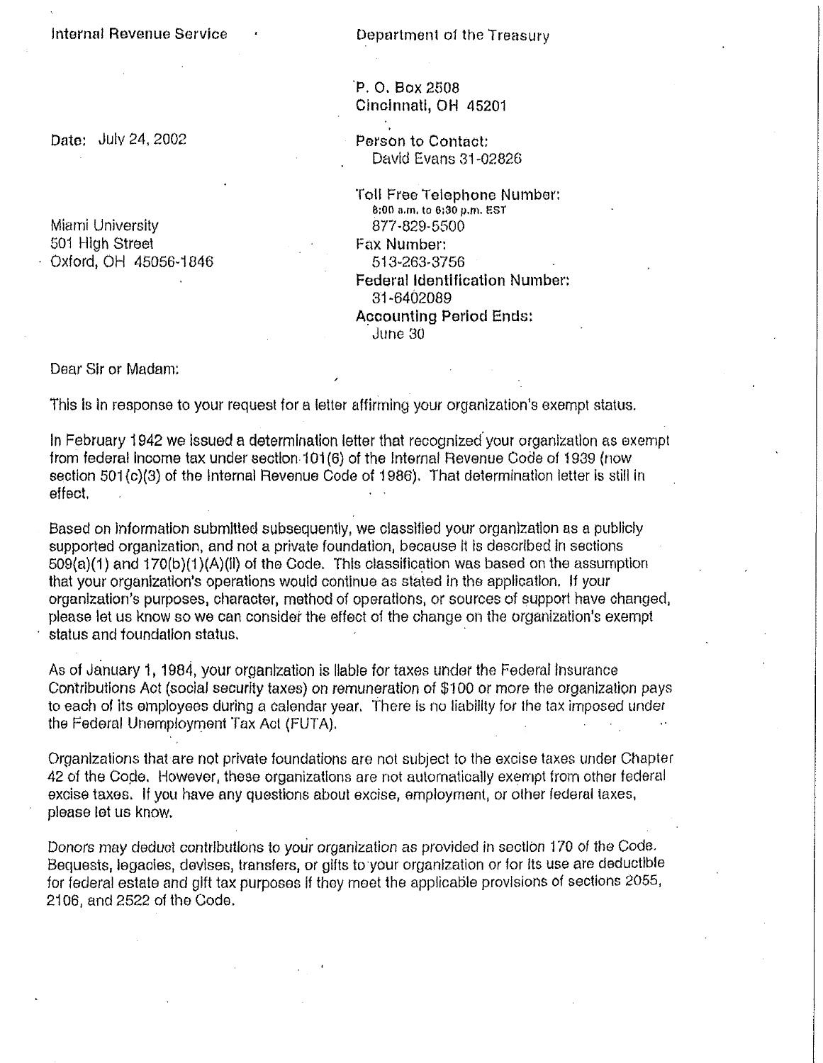Internal Revenue Service

Department of the Treasury

P. O. Box 2508
Cincinnati, OH 45201

Date: July 24, 2002

Person to Contact:
David Evans 31-02826

Toll Free Telephone Number:
8:00 a.m. to 6:30 p.m. EST
877-829-5500

Fax Number:
513-263-3756

Federal Identification Number:
31-6402089

Accounting Period Ends:
June 30

Miami University
501 High Street
Oxford, OH 45056-1846

Dear Sir or Madam:

This is in response to your request for a letter affirming your organization's exempt status.

In February 1942 we issued a determination letter that recognized your organization as exempt from federal income tax under section 101(6) of the Internal Revenue Code of 1939 (now section 501(c)(3) of the Internal Revenue Code of 1986). That determination letter is still in effect.

Based on information submitted subsequently, we classified your organization as a publicly supported organization, and not a private foundation, because it is described in sections 509(a)(1) and 170(b)(1)(A)(ii) of the Code. This classification was based on the assumption that your organization's operations would continue as stated in the application. If your organization's purposes, character, method of operations, or sources of support have changed, please let us know so we can consider the effect of the change on the organization's exempt status and foundation status.

As of January 1, 1984, your organization is liable for taxes under the Federal Insurance Contributions Act (social security taxes) on remuneration of $100 or more the organization pays to each of its employees during a calendar year. There is no liability for the tax imposed under the Federal Unemployment Tax Act (FUTA).

Organizations that are not private foundations are not subject to the excise taxes under Chapter 42 of the Code. However, these organizations are not automatically exempt from other federal excise taxes. If you have any questions about excise, employment, or other federal taxes, please let us know.

Donors may deduct contributions to your organization as provided in section 170 of the Code. Bequests, legacies, devises, transfers, or gifts to your organization or for its use are deductible for federal estate and gift tax purposes if they meet the applicable provisions of sections 2055, 2106, and 2522 of the Code.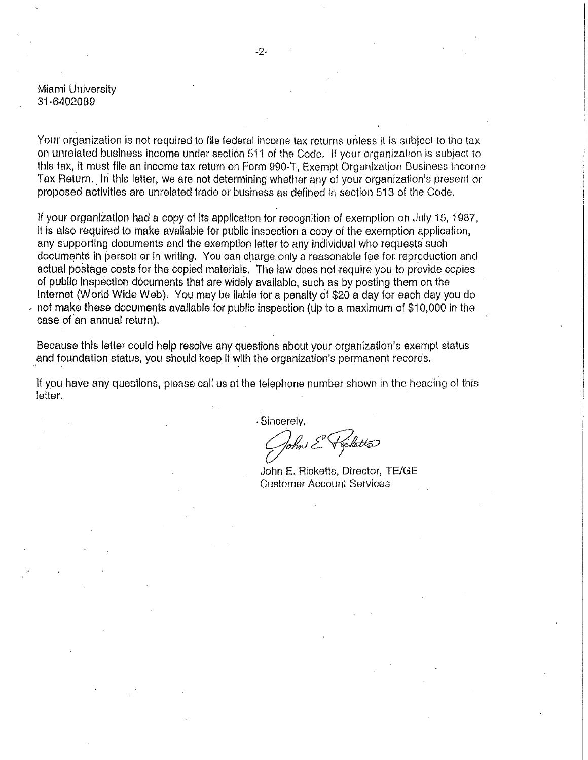Miami University
31-6402089

Your organization is not required to file federal income tax returns unless it is subject to the tax on unrelated business income under section 511 of the Code. If your organization is subject to this tax, it must file an income tax return on Form 990-T, Exempt Organization Business Income Tax Return. In this letter, we are not determining whether any of your organization's present or proposed activities are unrelated trade or business as defined in section 513 of the Code.

If your organization had a copy of its application for recognition of exemption on July 15, 1987, it is also required to make available for public inspection a copy of the exemption application, any supporting documents and the exemption letter to any individual who requests such documents in person or in writing. You can charge only a reasonable fee for reproduction and actual postage costs for the copied materials. The law does not require you to provide copies of public inspection documents that are widely available, such as by posting them on the Internet (World Wide Web). You may be liable for a penalty of $20 a day for each day you do not make these documents available for public inspection (up to a maximum of $10,000 in the case of an annual return).

Because this letter could help resolve any questions about your organization's exempt status and foundation status, you should keep it with the organization's permanent records.

If you have any questions, please call us at the telephone number shown in the heading of this letter.

Sincerely,

John E. Ricketts

John E. Ricketts, Director, TE/GE
Customer Account Services